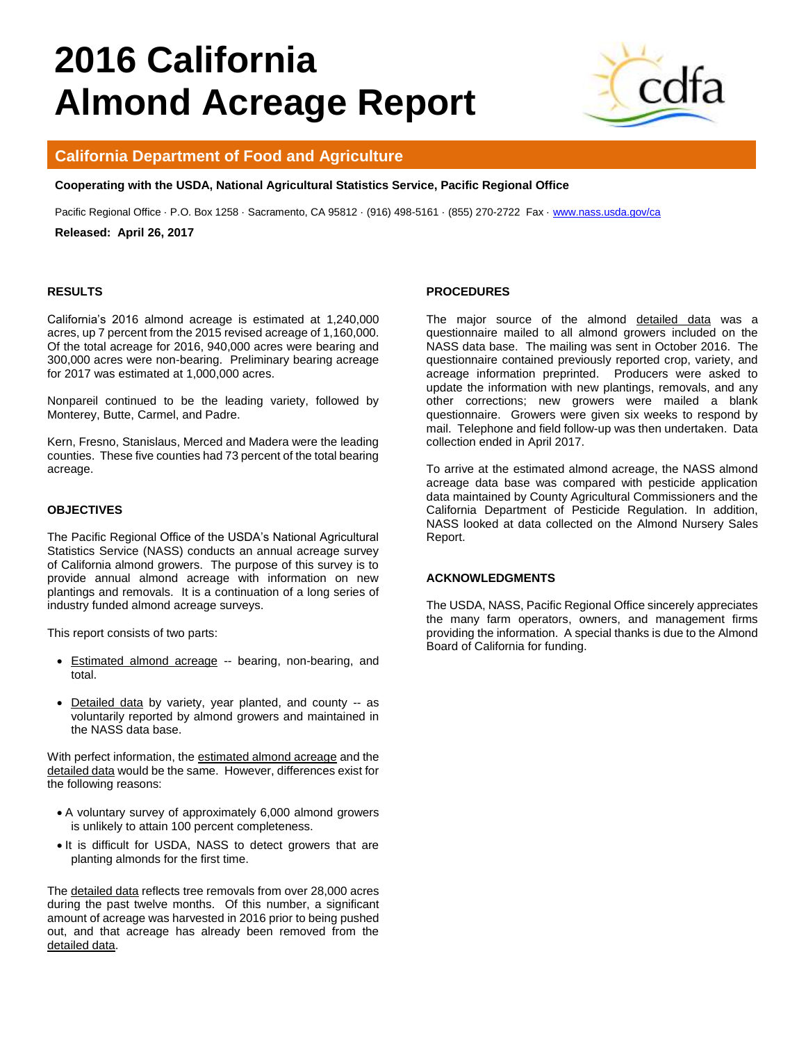# 2016 California Almond Acreage Report

## California Department of Food and Agriculture

**Cooperating with the USDA, National Agricultural Statistics Service, Pacific Regional Office**

Pacific Regional Office · P.O. Box 1258 · Sacramento, CA 95812 · (916) 498-5161 · (855) 270-2722 Fax · www.nass.usda.gov/ca

**Released: April 26, 2017**

### RESULTS

California's 2016 almond acreage is estimated at 1,240,000 acres, up 7 percent from the 2015 revised acreage of 1,160,000. Of the total acreage for 2016, 940,000 acres were bearing and 300,000 acres were non-bearing. Preliminary bearing acreage for 2017 was estimated at 1,000,000 acres.

Nonpareil continued to be the leading variety, followed by Monterey, Butte, Carmel, and Padre.

Kern, Fresno, Stanislaus, Merced and Madera were the leading counties. These five counties had 73 percent of the total bearing acreage.

### OBJECTIVES

The Pacific Regional Office of the USDA's National Agricultural Statistics Service (NASS) conducts an annual acreage survey of California almond growers. The purpose of this survey is to provide annual almond acreage with information on new plantings and removals. It is a continuation of a long series of industry funded almond acreage surveys.

This report consists of two parts:

- Estimated almond acreage -- bearing, non-bearing, and total.
- Detailed data by variety, year planted, and county -- as voluntarily reported by almond growers and maintained in the NASS data base.

With perfect information, the estimated almond acreage and the detailed data would be the same. However, differences exist for the following reasons:

- A voluntary survey of approximately 6,000 almond growers is unlikely to attain 100 percent completeness.
- It is difficult for USDA, NASS to detect growers that are planting almonds for the first time.

The detailed data reflects tree removals from over 28,000 acres during the past twelve months. Of this number, a significant amount of acreage was harvested in 2016 prior to being pushed out, and that acreage has already been removed from the detailed data.

### PROCEDURES

The major source of the almond detailed data was a questionnaire mailed to all almond growers included on the NASS data base. The mailing was sent in October 2016. The questionnaire contained previously reported crop, variety, and acreage information preprinted. Producers were asked to update the information with new plantings, removals, and any other corrections; new growers were mailed a blank questionnaire. Growers were given six weeks to respond by mail. Telephone and field follow-up was then undertaken. Data collection ended in April 2017.

To arrive at the estimated almond acreage, the NASS almond acreage data base was compared with pesticide application data maintained by County Agricultural Commissioners and the California Department of Pesticide Regulation. In addition, NASS looked at data collected on the Almond Nursery Sales Report.

### ACKNOWLEDGMENTS

The USDA, NASS, Pacific Regional Office sincerely appreciates the many farm operators, owners, and management firms providing the information. A special thanks is due to the Almond Board of California for funding.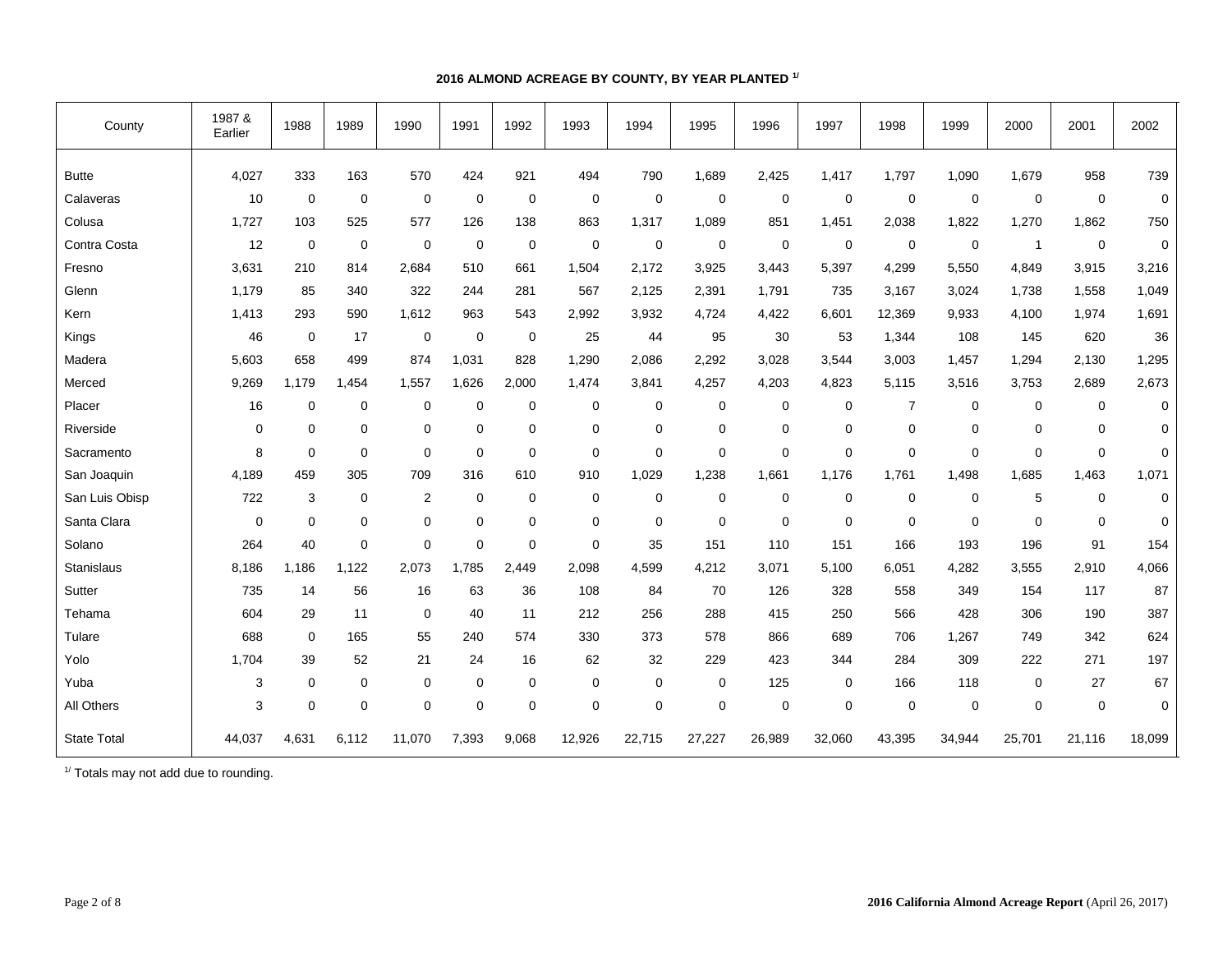## 2016 ALMOND ACREAGE BY COUNTY, BY YEAR PLANTED [1/]

| County | 1987 & Earlier | 1988 | 1989 | 1990 | 1991 | 1992 | 1993 | 1994 | 1995 | 1996 | 1997 | 1998 | 1999 | 2000 | 2001 | 2002 |
|---|---|---|---|---|---|---|---|---|---|---|---|---|---|---|---|---|
| Butte | 4,027 | 333 | 163 | 570 | 424 | 921 | 494 | 790 | 1,689 | 2,425 | 1,417 | 1,797 | 1,090 | 1,679 | 958 | 739 |
| Calaveras | 10 | 0 | 0 | 0 | 0 | 0 | 0 | 0 | 0 | 0 | 0 | 0 | 0 | 0 | 0 | 0 |
| Colusa | 1,727 | 103 | 525 | 577 | 126 | 138 | 863 | 1,317 | 1,089 | 851 | 1,451 | 2,038 | 1,822 | 1,270 | 1,862 | 750 |
| Contra Costa | 12 | 0 | 0 | 0 | 0 | 0 | 0 | 0 | 0 | 0 | 0 | 0 | 0 | 1 | 0 | 0 |
| Fresno | 3,631 | 210 | 814 | 2,684 | 510 | 661 | 1,504 | 2,172 | 3,925 | 3,443 | 5,397 | 4,299 | 5,550 | 4,849 | 3,915 | 3,216 |
| Glenn | 1,179 | 85 | 340 | 322 | 244 | 281 | 567 | 2,125 | 2,391 | 1,791 | 735 | 3,167 | 3,024 | 1,738 | 1,558 | 1,049 |
| Kern | 1,413 | 293 | 590 | 1,612 | 963 | 543 | 2,992 | 3,932 | 4,724 | 4,422 | 6,601 | 12,369 | 9,933 | 4,100 | 1,974 | 1,691 |
| Kings | 46 | 0 | 17 | 0 | 0 | 0 | 25 | 44 | 95 | 30 | 53 | 1,344 | 108 | 145 | 620 | 36 |
| Madera | 5,603 | 658 | 499 | 874 | 1,031 | 828 | 1,290 | 2,086 | 2,292 | 3,028 | 3,544 | 3,003 | 1,457 | 1,294 | 2,130 | 1,295 |
| Merced | 9,269 | 1,179 | 1,454 | 1,557 | 1,626 | 2,000 | 1,474 | 3,841 | 4,257 | 4,203 | 4,823 | 5,115 | 3,516 | 3,753 | 2,689 | 2,673 |
| Placer | 16 | 0 | 0 | 0 | 0 | 0 | 0 | 0 | 0 | 0 | 0 | 7 | 0 | 0 | 0 | 0 |
| Riverside | 0 | 0 | 0 | 0 | 0 | 0 | 0 | 0 | 0 | 0 | 0 | 0 | 0 | 0 | 0 | 0 |
| Sacramento | 8 | 0 | 0 | 0 | 0 | 0 | 0 | 0 | 0 | 0 | 0 | 0 | 0 | 0 | 0 | 0 |
| San Joaquin | 4,189 | 459 | 305 | 709 | 316 | 610 | 910 | 1,029 | 1,238 | 1,661 | 1,176 | 1,761 | 1,498 | 1,685 | 1,463 | 1,071 |
| San Luis Obisp | 722 | 3 | 0 | 2 | 0 | 0 | 0 | 0 | 0 | 0 | 0 | 0 | 0 | 5 | 0 | 0 |
| Santa Clara | 0 | 0 | 0 | 0 | 0 | 0 | 0 | 0 | 0 | 0 | 0 | 0 | 0 | 0 | 0 | 0 |
| Solano | 264 | 40 | 0 | 0 | 0 | 0 | 0 | 35 | 151 | 110 | 151 | 166 | 193 | 196 | 91 | 154 |
| Stanislaus | 8,186 | 1,186 | 1,122 | 2,073 | 1,785 | 2,449 | 2,098 | 4,599 | 4,212 | 3,071 | 5,100 | 6,051 | 4,282 | 3,555 | 2,910 | 4,066 |
| Sutter | 735 | 14 | 56 | 16 | 63 | 36 | 108 | 84 | 70 | 126 | 328 | 558 | 349 | 154 | 117 | 87 |
| Tehama | 604 | 29 | 11 | 0 | 40 | 11 | 212 | 256 | 288 | 415 | 250 | 566 | 428 | 306 | 190 | 387 |
| Tulare | 688 | 0 | 165 | 55 | 240 | 574 | 330 | 373 | 578 | 866 | 689 | 706 | 1,267 | 749 | 342 | 624 |
| Yolo | 1,704 | 39 | 52 | 21 | 24 | 16 | 62 | 32 | 229 | 423 | 344 | 284 | 309 | 222 | 271 | 197 |
| Yuba | 3 | 0 | 0 | 0 | 0 | 0 | 0 | 0 | 0 | 125 | 0 | 166 | 118 | 0 | 27 | 67 |
| All Others | 3 | 0 | 0 | 0 | 0 | 0 | 0 | 0 | 0 | 0 | 0 | 0 | 0 | 0 | 0 | 0 |
| State Total | 44,037 | 4,631 | 6,112 | 11,070 | 7,393 | 9,068 | 12,926 | 22,715 | 27,227 | 26,989 | 32,060 | 43,395 | 34,944 | 25,701 | 21,116 | 18,099 |

[1/] Totals may not add due to rounding.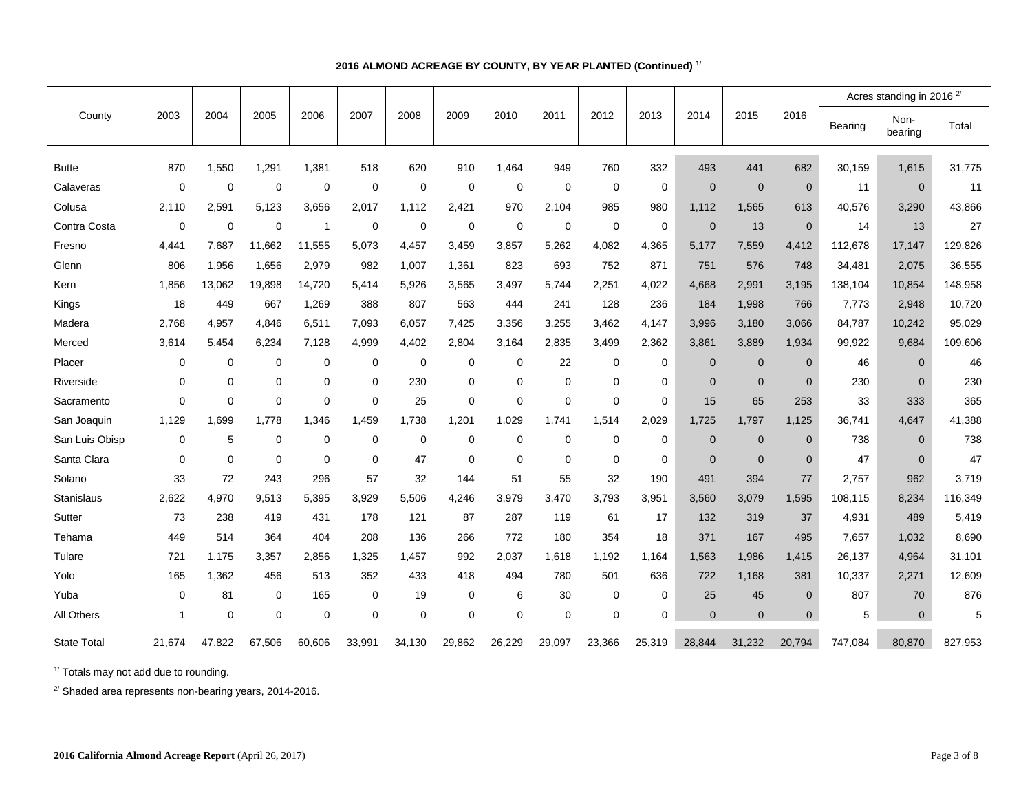**2016 ALMOND ACREAGE BY COUNTY, BY YEAR PLANTED (Continued) [1/]**

| County | 2003 | 2004 | 2005 | 2006 | 2007 | 2008 | 2009 | 2010 | 2011 | 2012 | 2013 | 2014 | 2015 | 2016 | Acres standing in 2016 [2/] | | |
|---|---|---|---|---|---|---|---|---|---|---|---|---|---|---|---|---|---|
| | | | | | | | | | | | | | | | Bearing | Non-bearing | Total |
| Butte | 870 | 1,550 | 1,291 | 1,381 | 518 | 620 | 910 | 1,464 | 949 | 760 | 332 | 493 | 441 | 682 | 30,159 | 1,615 | 31,775 |
| Calaveras | 0 | 0 | 0 | 0 | 0 | 0 | 0 | 0 | 0 | 0 | 0 | 0 | 0 | 0 | 11 | 0 | 11 |
| Colusa | 2,110 | 2,591 | 5,123 | 3,656 | 2,017 | 1,112 | 2,421 | 970 | 2,104 | 985 | 980 | 1,112 | 1,565 | 613 | 40,576 | 3,290 | 43,866 |
| Contra Costa | 0 | 0 | 0 | 1 | 0 | 0 | 0 | 0 | 0 | 0 | 0 | 0 | 13 | 0 | 14 | 13 | 27 |
| Fresno | 4,441 | 7,687 | 11,662 | 11,555 | 5,073 | 4,457 | 3,459 | 3,857 | 5,262 | 4,082 | 4,365 | 5,177 | 7,559 | 4,412 | 112,678 | 17,147 | 129,826 |
| Glenn | 806 | 1,956 | 1,656 | 2,979 | 982 | 1,007 | 1,361 | 823 | 693 | 752 | 871 | 751 | 576 | 748 | 34,481 | 2,075 | 36,555 |
| Kern | 1,856 | 13,062 | 19,898 | 14,720 | 5,414 | 5,926 | 3,565 | 3,497 | 5,744 | 2,251 | 4,022 | 4,668 | 2,991 | 3,195 | 138,104 | 10,854 | 148,958 |
| Kings | 18 | 449 | 667 | 1,269 | 388 | 807 | 563 | 444 | 241 | 128 | 236 | 184 | 1,998 | 766 | 7,773 | 2,948 | 10,720 |
| Madera | 2,768 | 4,957 | 4,846 | 6,511 | 7,093 | 6,057 | 7,425 | 3,356 | 3,255 | 3,462 | 4,147 | 3,996 | 3,180 | 3,066 | 84,787 | 10,242 | 95,029 |
| Merced | 3,614 | 5,454 | 6,234 | 7,128 | 4,999 | 4,402 | 2,804 | 3,164 | 2,835 | 3,499 | 2,362 | 3,861 | 3,889 | 1,934 | 99,922 | 9,684 | 109,606 |
| Placer | 0 | 0 | 0 | 0 | 0 | 0 | 0 | 0 | 22 | 0 | 0 | 0 | 0 | 0 | 46 | 0 | 46 |
| Riverside | 0 | 0 | 0 | 0 | 0 | 230 | 0 | 0 | 0 | 0 | 0 | 0 | 0 | 0 | 230 | 0 | 230 |
| Sacramento | 0 | 0 | 0 | 0 | 0 | 25 | 0 | 0 | 0 | 0 | 0 | 15 | 65 | 253 | 33 | 333 | 365 |
| San Joaquin | 1,129 | 1,699 | 1,778 | 1,346 | 1,459 | 1,738 | 1,201 | 1,029 | 1,741 | 1,514 | 2,029 | 1,725 | 1,797 | 1,125 | 36,741 | 4,647 | 41,388 |
| San Luis Obisp | 0 | 5 | 0 | 0 | 0 | 0 | 0 | 0 | 0 | 0 | 0 | 0 | 0 | 0 | 738 | 0 | 738 |
| Santa Clara | 0 | 0 | 0 | 0 | 0 | 47 | 0 | 0 | 0 | 0 | 0 | 0 | 0 | 0 | 47 | 0 | 47 |
| Solano | 33 | 72 | 243 | 296 | 57 | 32 | 144 | 51 | 55 | 32 | 190 | 491 | 394 | 77 | 2,757 | 962 | 3,719 |
| Stanislaus | 2,622 | 4,970 | 9,513 | 5,395 | 3,929 | 5,506 | 4,246 | 3,979 | 3,470 | 3,793 | 3,951 | 3,560 | 3,079 | 1,595 | 108,115 | 8,234 | 116,349 |
| Sutter | 73 | 238 | 419 | 431 | 178 | 121 | 87 | 287 | 119 | 61 | 17 | 132 | 319 | 37 | 4,931 | 489 | 5,419 |
| Tehama | 449 | 514 | 364 | 404 | 208 | 136 | 266 | 772 | 180 | 354 | 18 | 371 | 167 | 495 | 7,657 | 1,032 | 8,690 |
| Tulare | 721 | 1,175 | 3,357 | 2,856 | 1,325 | 1,457 | 992 | 2,037 | 1,618 | 1,192 | 1,164 | 1,563 | 1,986 | 1,415 | 26,137 | 4,964 | 31,101 |
| Yolo | 165 | 1,362 | 456 | 513 | 352 | 433 | 418 | 494 | 780 | 501 | 636 | 722 | 1,168 | 381 | 10,337 | 2,271 | 12,609 |
| Yuba | 0 | 81 | 0 | 165 | 0 | 19 | 0 | 6 | 30 | 0 | 0 | 25 | 45 | 0 | 807 | 70 | 876 |
| All Others | 1 | 0 | 0 | 0 | 0 | 0 | 0 | 0 | 0 | 0 | 0 | 0 | 0 | 0 | 5 | 0 | 5 |
| State Total | 21,674 | 47,822 | 67,506 | 60,606 | 33,991 | 34,130 | 29,862 | 26,229 | 29,097 | 23,366 | 25,319 | 28,844 | 31,232 | 20,794 | 747,084 | 80,870 | 827,953 |

[1/] Totals may not add due to rounding.

[2/] Shaded area represents non-bearing years, 2014-2016.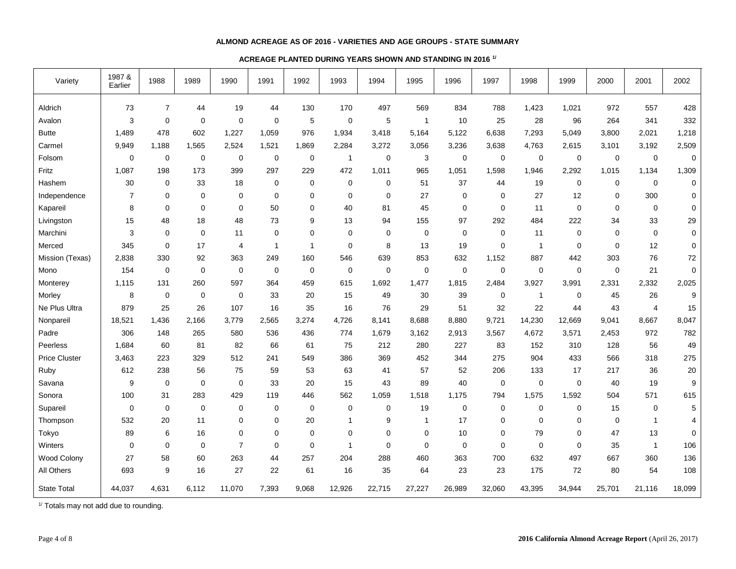# ALMOND ACREAGE AS OF 2016 - VARIETIES AND AGE GROUPS - STATE SUMMARY

## ACREAGE PLANTED DURING YEARS SHOWN AND STANDING IN 2016 [1/]

| Variety | 1987 & Earlier | 1988 | 1989 | 1990 | 1991 | 1992 | 1993 | 1994 | 1995 | 1996 | 1997 | 1998 | 1999 | 2000 | 2001 | 2002 |
|---|---|---|---|---|---|---|---|---|---|---|---|---|---|---|---|---|
| Aldrich | 73 | 7 | 44 | 19 | 44 | 130 | 170 | 497 | 569 | 834 | 788 | 1,423 | 1,021 | 972 | 557 | 428 |
| Avalon | 3 | 0 | 0 | 0 | 0 | 5 | 0 | 5 | 1 | 10 | 25 | 28 | 96 | 264 | 341 | 332 |
| Butte | 1,489 | 478 | 602 | 1,227 | 1,059 | 976 | 1,934 | 3,418 | 5,164 | 5,122 | 6,638 | 7,293 | 5,049 | 3,800 | 2,021 | 1,218 |
| Carmel | 9,949 | 1,188 | 1,565 | 2,524 | 1,521 | 1,869 | 2,284 | 3,272 | 3,056 | 3,236 | 3,638 | 4,763 | 2,615 | 3,101 | 3,192 | 2,509 |
| Folsom | 0 | 0 | 0 | 0 | 0 | 0 | 1 | 0 | 3 | 0 | 0 | 0 | 0 | 0 | 0 | 0 |
| Fritz | 1,087 | 198 | 173 | 399 | 297 | 229 | 472 | 1,011 | 965 | 1,051 | 1,598 | 1,946 | 2,292 | 1,015 | 1,134 | 1,309 |
| Hashem | 30 | 0 | 33 | 18 | 0 | 0 | 0 | 0 | 51 | 37 | 44 | 19 | 0 | 0 | 0 | 0 |
| Independence | 7 | 0 | 0 | 0 | 0 | 0 | 0 | 0 | 27 | 0 | 0 | 27 | 12 | 0 | 300 | 0 |
| Kapareil | 8 | 0 | 0 | 0 | 50 | 0 | 40 | 81 | 45 | 0 | 0 | 11 | 0 | 0 | 0 | 0 |
| Livingston | 15 | 48 | 18 | 48 | 73 | 9 | 13 | 94 | 155 | 97 | 292 | 484 | 222 | 34 | 33 | 29 |
| Marchini | 3 | 0 | 0 | 11 | 0 | 0 | 0 | 0 | 0 | 0 | 0 | 11 | 0 | 0 | 0 | 0 |
| Merced | 345 | 0 | 17 | 4 | 1 | 1 | 0 | 8 | 13 | 19 | 0 | 1 | 0 | 0 | 12 | 0 |
| Mission (Texas) | 2,838 | 330 | 92 | 363 | 249 | 160 | 546 | 639 | 853 | 632 | 1,152 | 887 | 442 | 303 | 76 | 72 |
| Mono | 154 | 0 | 0 | 0 | 0 | 0 | 0 | 0 | 0 | 0 | 0 | 0 | 0 | 0 | 21 | 0 |
| Monterey | 1,115 | 131 | 260 | 597 | 364 | 459 | 615 | 1,692 | 1,477 | 1,815 | 2,484 | 3,927 | 3,991 | 2,331 | 2,332 | 2,025 |
| Morley | 8 | 0 | 0 | 0 | 33 | 20 | 15 | 49 | 30 | 39 | 0 | 1 | 0 | 45 | 26 | 9 |
| Ne Plus Ultra | 879 | 25 | 26 | 107 | 16 | 35 | 16 | 76 | 29 | 51 | 32 | 22 | 44 | 43 | 4 | 15 |
| Nonpareil | 18,521 | 1,436 | 2,166 | 3,779 | 2,565 | 3,274 | 4,726 | 8,141 | 8,688 | 8,880 | 9,721 | 14,230 | 12,669 | 9,041 | 8,667 | 8,047 |
| Padre | 306 | 148 | 265 | 580 | 536 | 436 | 774 | 1,679 | 3,162 | 2,913 | 3,567 | 4,672 | 3,571 | 2,453 | 972 | 782 |
| Peerless | 1,684 | 60 | 81 | 82 | 66 | 61 | 75 | 212 | 280 | 227 | 83 | 152 | 310 | 128 | 56 | 49 |
| Price Cluster | 3,463 | 223 | 329 | 512 | 241 | 549 | 386 | 369 | 452 | 344 | 275 | 904 | 433 | 566 | 318 | 275 |
| Ruby | 612 | 238 | 56 | 75 | 59 | 53 | 63 | 41 | 57 | 52 | 206 | 133 | 17 | 217 | 36 | 20 |
| Savana | 9 | 0 | 0 | 0 | 33 | 20 | 15 | 43 | 89 | 40 | 0 | 0 | 0 | 40 | 19 | 9 |
| Sonora | 100 | 31 | 283 | 429 | 119 | 446 | 562 | 1,059 | 1,518 | 1,175 | 794 | 1,575 | 1,592 | 504 | 571 | 615 |
| Supareil | 0 | 0 | 0 | 0 | 0 | 0 | 0 | 0 | 19 | 0 | 0 | 0 | 0 | 15 | 0 | 5 |
| Thompson | 532 | 20 | 11 | 0 | 0 | 20 | 1 | 9 | 1 | 17 | 0 | 0 | 0 | 0 | 1 | 4 |
| Tokyo | 89 | 6 | 16 | 0 | 0 | 0 | 0 | 0 | 0 | 10 | 0 | 79 | 0 | 47 | 13 | 0 |
| Winters | 0 | 0 | 0 | 7 | 0 | 0 | 1 | 0 | 0 | 0 | 0 | 0 | 0 | 35 | 1 | 106 |
| Wood Colony | 27 | 58 | 60 | 263 | 44 | 257 | 204 | 288 | 460 | 363 | 700 | 632 | 497 | 667 | 360 | 136 |
| All Others | 693 | 9 | 16 | 27 | 22 | 61 | 16 | 35 | 64 | 23 | 23 | 175 | 72 | 80 | 54 | 108 |
| State Total | 44,037 | 4,631 | 6,112 | 11,070 | 7,393 | 9,068 | 12,926 | 22,715 | 27,227 | 26,989 | 32,060 | 43,395 | 34,944 | 25,701 | 21,116 | 18,099 |

[1/] Totals may not add due to rounding.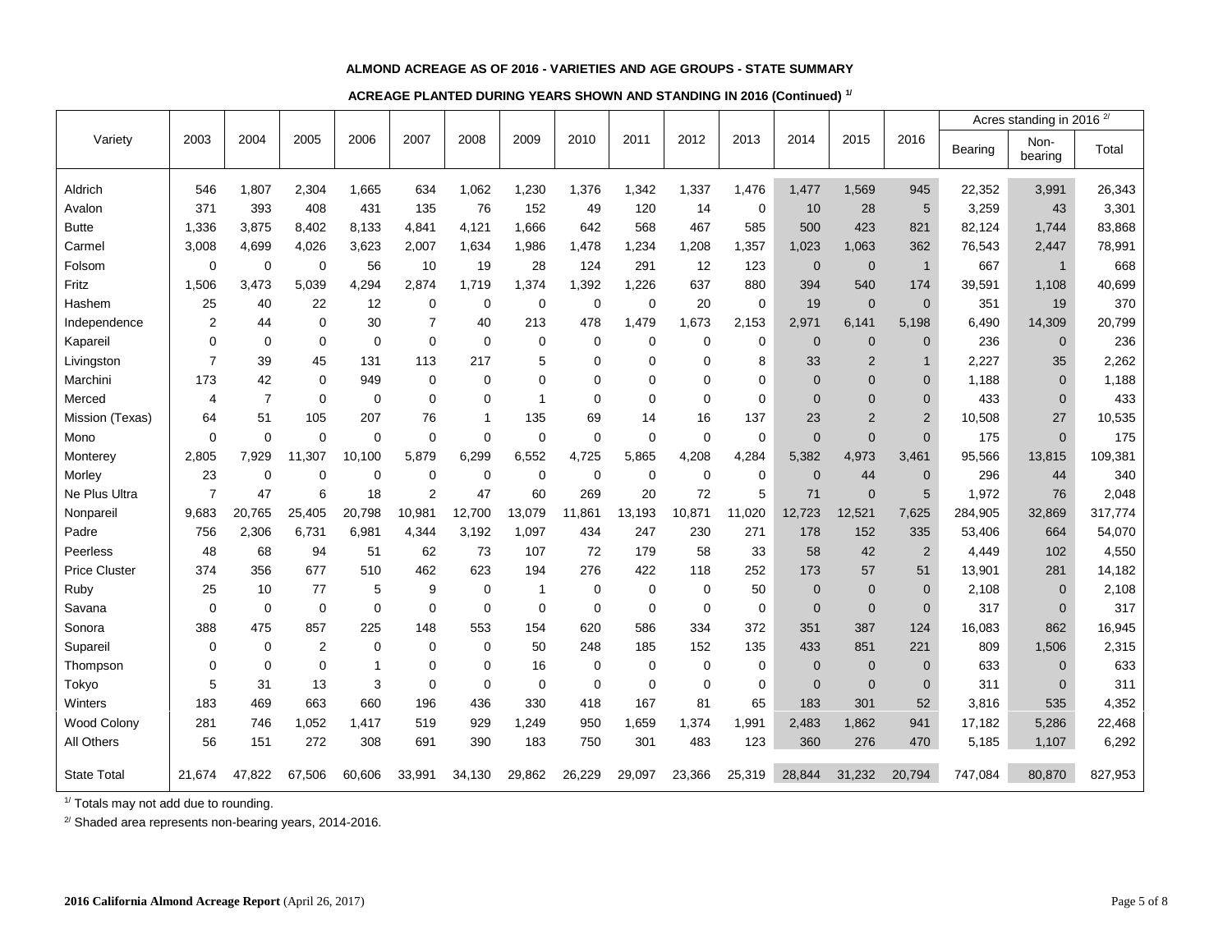# ALMOND ACREAGE AS OF 2016 - VARIETIES AND AGE GROUPS - STATE SUMMARY

## ACREAGE PLANTED DURING YEARS SHOWN AND STANDING IN 2016 (Continued) [1/]

| Variety | 2003 | 2004 | 2005 | 2006 | 2007 | 2008 | 2009 | 2010 | 2011 | 2012 | 2013 | 2014 | 2015 | 2016 | Acres standing in 2016 [2/] | | |
|---|---|---|---|---|---|---|---|---|---|---|---|---|---|---|---|---|---|
| | | | | | | | | | | | | | | | Bearing | Non-bearing | Total |
| Aldrich | 546 | 1,807 | 2,304 | 1,665 | 634 | 1,062 | 1,230 | 1,376 | 1,342 | 1,337 | 1,476 | 1,477 | 1,569 | 945 | 22,352 | 3,991 | 26,343 |
| Avalon | 371 | 393 | 408 | 431 | 135 | 76 | 152 | 49 | 120 | 14 | 0 | 10 | 28 | 5 | 3,259 | 43 | 3,301 |
| Butte | 1,336 | 3,875 | 8,402 | 8,133 | 4,841 | 4,121 | 1,666 | 642 | 568 | 467 | 585 | 500 | 423 | 821 | 82,124 | 1,744 | 83,868 |
| Carmel | 3,008 | 4,699 | 4,026 | 3,623 | 2,007 | 1,634 | 1,986 | 1,478 | 1,234 | 1,208 | 1,357 | 1,023 | 1,063 | 362 | 76,543 | 2,447 | 78,991 |
| Folsom | 0 | 0 | 0 | 56 | 10 | 19 | 28 | 124 | 291 | 12 | 123 | 0 | 0 | 1 | 667 | 1 | 668 |
| Fritz | 1,506 | 3,473 | 5,039 | 4,294 | 2,874 | 1,719 | 1,374 | 1,392 | 1,226 | 637 | 880 | 394 | 540 | 174 | 39,591 | 1,108 | 40,699 |
| Hashem | 25 | 40 | 22 | 12 | 0 | 0 | 0 | 0 | 0 | 20 | 0 | 19 | 0 | 0 | 351 | 19 | 370 |
| Independence | 2 | 44 | 0 | 30 | 7 | 40 | 213 | 478 | 1,479 | 1,673 | 2,153 | 2,971 | 6,141 | 5,198 | 6,490 | 14,309 | 20,799 |
| Kapareil | 0 | 0 | 0 | 0 | 0 | 0 | 0 | 0 | 0 | 0 | 0 | 0 | 0 | 0 | 236 | 0 | 236 |
| Livingston | 7 | 39 | 45 | 131 | 113 | 217 | 5 | 0 | 0 | 0 | 8 | 33 | 2 | 1 | 2,227 | 35 | 2,262 |
| Marchini | 173 | 42 | 0 | 949 | 0 | 0 | 0 | 0 | 0 | 0 | 0 | 0 | 0 | 0 | 1,188 | 0 | 1,188 |
| Merced | 4 | 7 | 0 | 0 | 0 | 0 | 1 | 0 | 0 | 0 | 0 | 0 | 0 | 0 | 433 | 0 | 433 |
| Mission (Texas) | 64 | 51 | 105 | 207 | 76 | 1 | 135 | 69 | 14 | 16 | 137 | 23 | 2 | 2 | 10,508 | 27 | 10,535 |
| Mono | 0 | 0 | 0 | 0 | 0 | 0 | 0 | 0 | 0 | 0 | 0 | 0 | 0 | 0 | 175 | 0 | 175 |
| Monterey | 2,805 | 7,929 | 11,307 | 10,100 | 5,879 | 6,299 | 6,552 | 4,725 | 5,865 | 4,208 | 4,284 | 5,382 | 4,973 | 3,461 | 95,566 | 13,815 | 109,381 |
| Morley | 23 | 0 | 0 | 0 | 0 | 0 | 0 | 0 | 0 | 0 | 0 | 0 | 44 | 0 | 296 | 44 | 340 |
| Ne Plus Ultra | 7 | 47 | 6 | 18 | 2 | 47 | 60 | 269 | 20 | 72 | 5 | 71 | 0 | 5 | 1,972 | 76 | 2,048 |
| Nonpareil | 9,683 | 20,765 | 25,405 | 20,798 | 10,981 | 12,700 | 13,079 | 11,861 | 13,193 | 10,871 | 11,020 | 12,723 | 12,521 | 7,625 | 284,905 | 32,869 | 317,774 |
| Padre | 756 | 2,306 | 6,731 | 6,981 | 4,344 | 3,192 | 1,097 | 434 | 247 | 230 | 271 | 178 | 152 | 335 | 53,406 | 664 | 54,070 |
| Peerless | 48 | 68 | 94 | 51 | 62 | 73 | 107 | 72 | 179 | 58 | 33 | 58 | 42 | 2 | 4,449 | 102 | 4,550 |
| Price Cluster | 374 | 356 | 677 | 510 | 462 | 623 | 194 | 276 | 422 | 118 | 252 | 173 | 57 | 51 | 13,901 | 281 | 14,182 |
| Ruby | 25 | 10 | 77 | 5 | 9 | 0 | 1 | 0 | 0 | 0 | 50 | 0 | 0 | 0 | 2,108 | 0 | 2,108 |
| Savana | 0 | 0 | 0 | 0 | 0 | 0 | 0 | 0 | 0 | 0 | 0 | 0 | 0 | 0 | 317 | 0 | 317 |
| Sonora | 388 | 475 | 857 | 225 | 148 | 553 | 154 | 620 | 586 | 334 | 372 | 351 | 387 | 124 | 16,083 | 862 | 16,945 |
| Supareil | 0 | 0 | 2 | 0 | 0 | 0 | 50 | 248 | 185 | 152 | 135 | 433 | 851 | 221 | 809 | 1,506 | 2,315 |
| Thompson | 0 | 0 | 0 | 1 | 0 | 0 | 16 | 0 | 0 | 0 | 0 | 0 | 0 | 0 | 633 | 0 | 633 |
| Tokyo | 5 | 31 | 13 | 3 | 0 | 0 | 0 | 0 | 0 | 0 | 0 | 0 | 0 | 0 | 311 | 0 | 311 |
| Winters | 183 | 469 | 663 | 660 | 196 | 436 | 330 | 418 | 167 | 81 | 65 | 183 | 301 | 52 | 3,816 | 535 | 4,352 |
| Wood Colony | 281 | 746 | 1,052 | 1,417 | 519 | 929 | 1,249 | 950 | 1,659 | 1,374 | 1,991 | 2,483 | 1,862 | 941 | 17,182 | 5,286 | 22,468 |
| All Others | 56 | 151 | 272 | 308 | 691 | 390 | 183 | 750 | 301 | 483 | 123 | 360 | 276 | 470 | 5,185 | 1,107 | 6,292 |
| State Total | 21,674 | 47,822 | 67,506 | 60,606 | 33,991 | 34,130 | 29,862 | 26,229 | 29,097 | 23,366 | 25,319 | 28,844 | 31,232 | 20,794 | 747,084 | 80,870 | 827,953 |

[1/] Totals may not add due to rounding.

[2/] Shaded area represents non-bearing years, 2014-2016.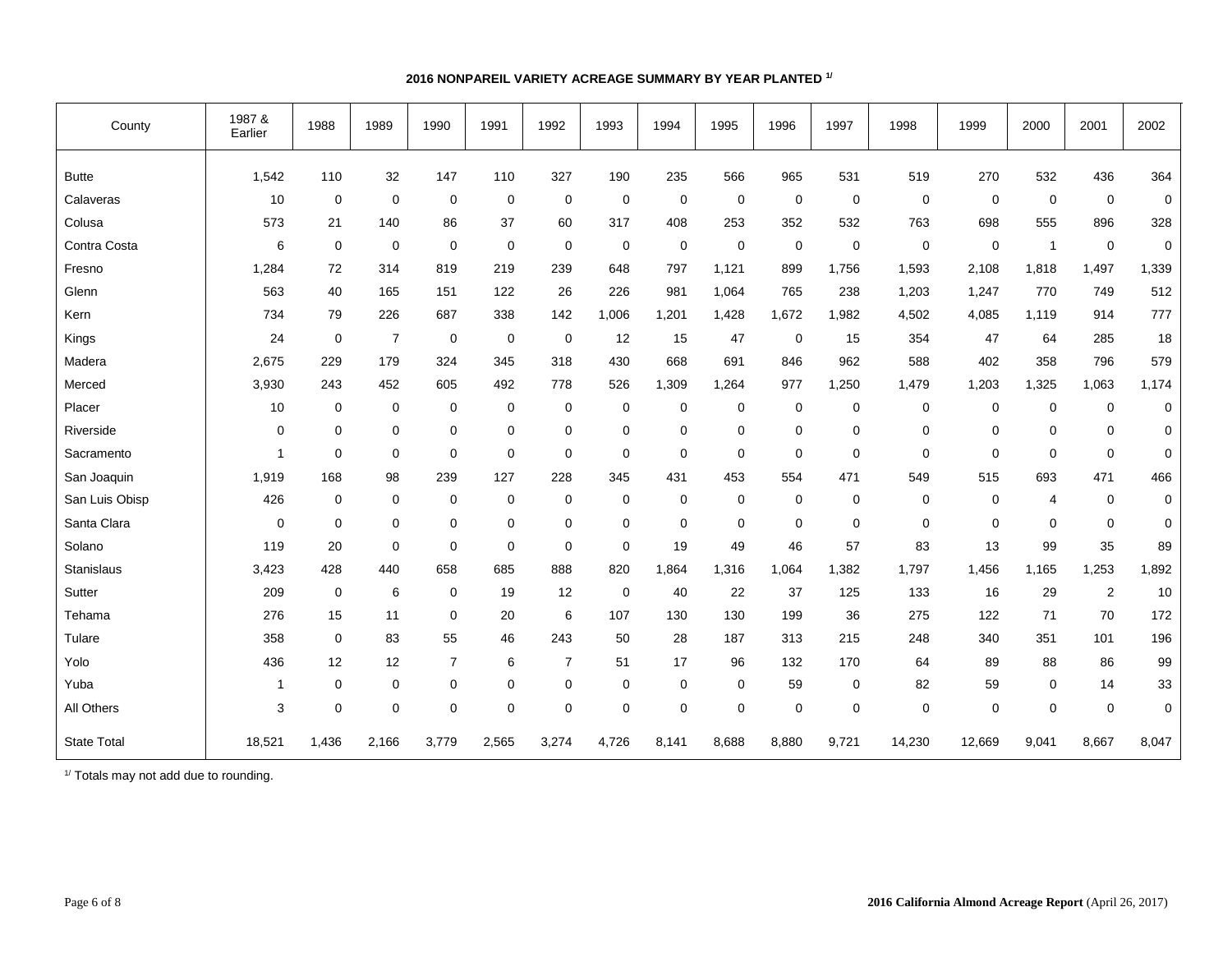**2016 NONPAREIL VARIETY ACREAGE SUMMARY BY YEAR PLANTED [1/]**

| County | 1987 & Earlier | 1988 | 1989 | 1990 | 1991 | 1992 | 1993 | 1994 | 1995 | 1996 | 1997 | 1998 | 1999 | 2000 | 2001 | 2002 |
|---|---|---|---|---|---|---|---|---|---|---|---|---|---|---|---|---|
| Butte | 1,542 | 110 | 32 | 147 | 110 | 327 | 190 | 235 | 566 | 965 | 531 | 519 | 270 | 532 | 436 | 364 |
| Calaveras | 10 | 0 | 0 | 0 | 0 | 0 | 0 | 0 | 0 | 0 | 0 | 0 | 0 | 0 | 0 | 0 |
| Colusa | 573 | 21 | 140 | 86 | 37 | 60 | 317 | 408 | 253 | 352 | 532 | 763 | 698 | 555 | 896 | 328 |
| Contra Costa | 6 | 0 | 0 | 0 | 0 | 0 | 0 | 0 | 0 | 0 | 0 | 0 | 0 | 1 | 0 | 0 |
| Fresno | 1,284 | 72 | 314 | 819 | 219 | 239 | 648 | 797 | 1,121 | 899 | 1,756 | 1,593 | 2,108 | 1,818 | 1,497 | 1,339 |
| Glenn | 563 | 40 | 165 | 151 | 122 | 26 | 226 | 981 | 1,064 | 765 | 238 | 1,203 | 1,247 | 770 | 749 | 512 |
| Kern | 734 | 79 | 226 | 687 | 338 | 142 | 1,006 | 1,201 | 1,428 | 1,672 | 1,982 | 4,502 | 4,085 | 1,119 | 914 | 777 |
| Kings | 24 | 0 | 7 | 0 | 0 | 0 | 12 | 15 | 47 | 0 | 15 | 354 | 47 | 64 | 285 | 18 |
| Madera | 2,675 | 229 | 179 | 324 | 345 | 318 | 430 | 668 | 691 | 846 | 962 | 588 | 402 | 358 | 796 | 579 |
| Merced | 3,930 | 243 | 452 | 605 | 492 | 778 | 526 | 1,309 | 1,264 | 977 | 1,250 | 1,479 | 1,203 | 1,325 | 1,063 | 1,174 |
| Placer | 10 | 0 | 0 | 0 | 0 | 0 | 0 | 0 | 0 | 0 | 0 | 0 | 0 | 0 | 0 | 0 |
| Riverside | 0 | 0 | 0 | 0 | 0 | 0 | 0 | 0 | 0 | 0 | 0 | 0 | 0 | 0 | 0 | 0 |
| Sacramento | 1 | 0 | 0 | 0 | 0 | 0 | 0 | 0 | 0 | 0 | 0 | 0 | 0 | 0 | 0 | 0 |
| San Joaquin | 1,919 | 168 | 98 | 239 | 127 | 228 | 345 | 431 | 453 | 554 | 471 | 549 | 515 | 693 | 471 | 466 |
| San Luis Obisp | 426 | 0 | 0 | 0 | 0 | 0 | 0 | 0 | 0 | 0 | 0 | 0 | 0 | 4 | 0 | 0 |
| Santa Clara | 0 | 0 | 0 | 0 | 0 | 0 | 0 | 0 | 0 | 0 | 0 | 0 | 0 | 0 | 0 | 0 |
| Solano | 119 | 20 | 0 | 0 | 0 | 0 | 0 | 19 | 49 | 46 | 57 | 83 | 13 | 99 | 35 | 89 |
| Stanislaus | 3,423 | 428 | 440 | 658 | 685 | 888 | 820 | 1,864 | 1,316 | 1,064 | 1,382 | 1,797 | 1,456 | 1,165 | 1,253 | 1,892 |
| Sutter | 209 | 0 | 6 | 0 | 19 | 12 | 0 | 40 | 22 | 37 | 125 | 133 | 16 | 29 | 2 | 10 |
| Tehama | 276 | 15 | 11 | 0 | 20 | 6 | 107 | 130 | 130 | 199 | 36 | 275 | 122 | 71 | 70 | 172 |
| Tulare | 358 | 0 | 83 | 55 | 46 | 243 | 50 | 28 | 187 | 313 | 215 | 248 | 340 | 351 | 101 | 196 |
| Yolo | 436 | 12 | 12 | 7 | 6 | 7 | 51 | 17 | 96 | 132 | 170 | 64 | 89 | 88 | 86 | 99 |
| Yuba | 1 | 0 | 0 | 0 | 0 | 0 | 0 | 0 | 0 | 59 | 0 | 82 | 59 | 0 | 14 | 33 |
| All Others | 3 | 0 | 0 | 0 | 0 | 0 | 0 | 0 | 0 | 0 | 0 | 0 | 0 | 0 | 0 | 0 |
| State Total | 18,521 | 1,436 | 2,166 | 3,779 | 2,565 | 3,274 | 4,726 | 8,141 | 8,688 | 8,880 | 9,721 | 14,230 | 12,669 | 9,041 | 8,667 | 8,047 |

[1/] Totals may not add due to rounding.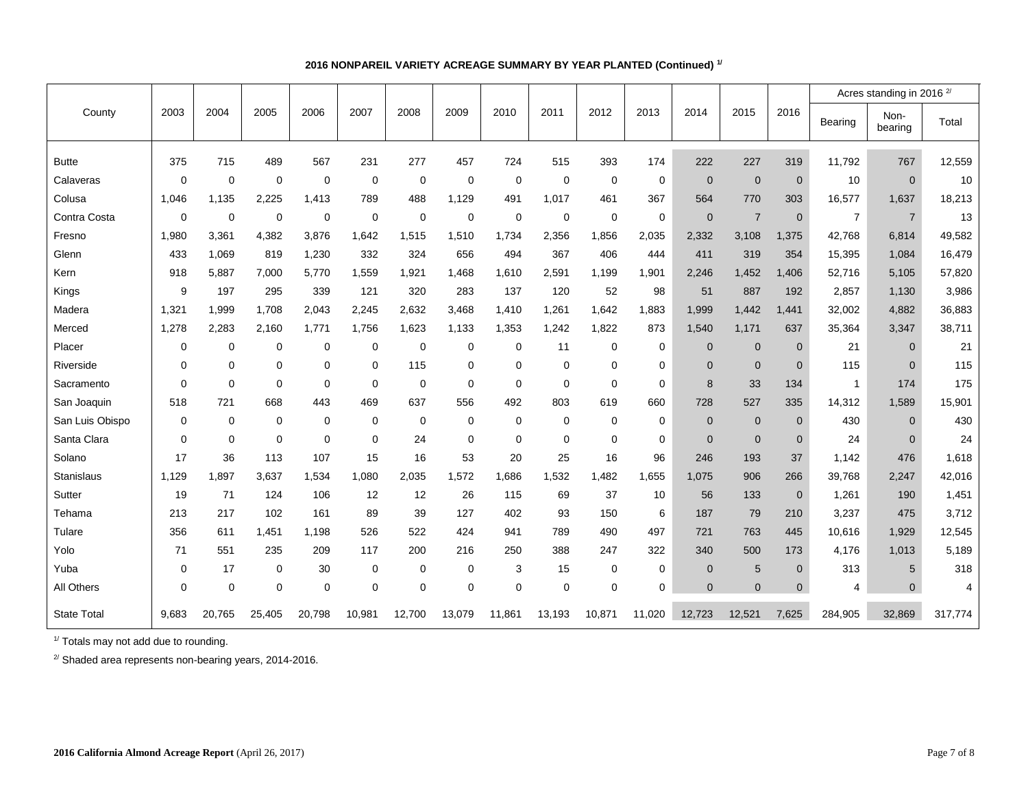### 2016 NONPAREIL VARIETY ACREAGE SUMMARY BY YEAR PLANTED (Continued) [1/]

| County | 2003 | 2004 | 2005 | 2006 | 2007 | 2008 | 2009 | 2010 | 2011 | 2012 | 2013 | 2014 | 2015 | 2016 | Acres standing in 2016 [2/] | | |
|---|---|---|---|---|---|---|---|---|---|---|---|---|---|---|---|---|---|
| | | | | | | | | | | | | | | | Bearing | Non-bearing | Total |
| Butte | 375 | 715 | 489 | 567 | 231 | 277 | 457 | 724 | 515 | 393 | 174 | 222 | 227 | 319 | 11,792 | 767 | 12,559 |
| Calaveras | 0 | 0 | 0 | 0 | 0 | 0 | 0 | 0 | 0 | 0 | 0 | 0 | 0 | 0 | 10 | 0 | 10 |
| Colusa | 1,046 | 1,135 | 2,225 | 1,413 | 789 | 488 | 1,129 | 491 | 1,017 | 461 | 367 | 564 | 770 | 303 | 16,577 | 1,637 | 18,213 |
| Contra Costa | 0 | 0 | 0 | 0 | 0 | 0 | 0 | 0 | 0 | 0 | 0 | 0 | 7 | 0 | 7 | 7 | 13 |
| Fresno | 1,980 | 3,361 | 4,382 | 3,876 | 1,642 | 1,515 | 1,510 | 1,734 | 2,356 | 1,856 | 2,035 | 2,332 | 3,108 | 1,375 | 42,768 | 6,814 | 49,582 |
| Glenn | 433 | 1,069 | 819 | 1,230 | 332 | 324 | 656 | 494 | 367 | 406 | 444 | 411 | 319 | 354 | 15,395 | 1,084 | 16,479 |
| Kern | 918 | 5,887 | 7,000 | 5,770 | 1,559 | 1,921 | 1,468 | 1,610 | 2,591 | 1,199 | 1,901 | 2,246 | 1,452 | 1,406 | 52,716 | 5,105 | 57,820 |
| Kings | 9 | 197 | 295 | 339 | 121 | 320 | 283 | 137 | 120 | 52 | 98 | 51 | 887 | 192 | 2,857 | 1,130 | 3,986 |
| Madera | 1,321 | 1,999 | 1,708 | 2,043 | 2,245 | 2,632 | 3,468 | 1,410 | 1,261 | 1,642 | 1,883 | 1,999 | 1,442 | 1,441 | 32,002 | 4,882 | 36,883 |
| Merced | 1,278 | 2,283 | 2,160 | 1,771 | 1,756 | 1,623 | 1,133 | 1,353 | 1,242 | 1,822 | 873 | 1,540 | 1,171 | 637 | 35,364 | 3,347 | 38,711 |
| Placer | 0 | 0 | 0 | 0 | 0 | 0 | 0 | 0 | 11 | 0 | 0 | 0 | 0 | 0 | 21 | 0 | 21 |
| Riverside | 0 | 0 | 0 | 0 | 0 | 115 | 0 | 0 | 0 | 0 | 0 | 0 | 0 | 0 | 115 | 0 | 115 |
| Sacramento | 0 | 0 | 0 | 0 | 0 | 0 | 0 | 0 | 0 | 0 | 0 | 8 | 33 | 134 | 1 | 174 | 175 |
| San Joaquin | 518 | 721 | 668 | 443 | 469 | 637 | 556 | 492 | 803 | 619 | 660 | 728 | 527 | 335 | 14,312 | 1,589 | 15,901 |
| San Luis Obispo | 0 | 0 | 0 | 0 | 0 | 0 | 0 | 0 | 0 | 0 | 0 | 0 | 0 | 0 | 430 | 0 | 430 |
| Santa Clara | 0 | 0 | 0 | 0 | 0 | 24 | 0 | 0 | 0 | 0 | 0 | 0 | 0 | 0 | 24 | 0 | 24 |
| Solano | 17 | 36 | 113 | 107 | 15 | 16 | 53 | 20 | 25 | 16 | 96 | 246 | 193 | 37 | 1,142 | 476 | 1,618 |
| Stanislaus | 1,129 | 1,897 | 3,637 | 1,534 | 1,080 | 2,035 | 1,572 | 1,686 | 1,532 | 1,482 | 1,655 | 1,075 | 906 | 266 | 39,768 | 2,247 | 42,016 |
| Sutter | 19 | 71 | 124 | 106 | 12 | 12 | 26 | 115 | 69 | 37 | 10 | 56 | 133 | 0 | 1,261 | 190 | 1,451 |
| Tehama | 213 | 217 | 102 | 161 | 89 | 39 | 127 | 402 | 93 | 150 | 6 | 187 | 79 | 210 | 3,237 | 475 | 3,712 |
| Tulare | 356 | 611 | 1,451 | 1,198 | 526 | 522 | 424 | 941 | 789 | 490 | 497 | 721 | 763 | 445 | 10,616 | 1,929 | 12,545 |
| Yolo | 71 | 551 | 235 | 209 | 117 | 200 | 216 | 250 | 388 | 247 | 322 | 340 | 500 | 173 | 4,176 | 1,013 | 5,189 |
| Yuba | 0 | 17 | 0 | 30 | 0 | 0 | 0 | 3 | 15 | 0 | 0 | 0 | 5 | 0 | 313 | 5 | 318 |
| All Others | 0 | 0 | 0 | 0 | 0 | 0 | 0 | 0 | 0 | 0 | 0 | 0 | 0 | 0 | 4 | 0 | 4 |
| State Total | 9,683 | 20,765 | 25,405 | 20,798 | 10,981 | 12,700 | 13,079 | 11,861 | 13,193 | 10,871 | 11,020 | 12,723 | 12,521 | 7,625 | 284,905 | 32,869 | 317,774 |

[1/] Totals may not add due to rounding.

[2/] Shaded area represents non-bearing years, 2014-2016.

**2016 California Almond Acreage Report** (April 26, 2017)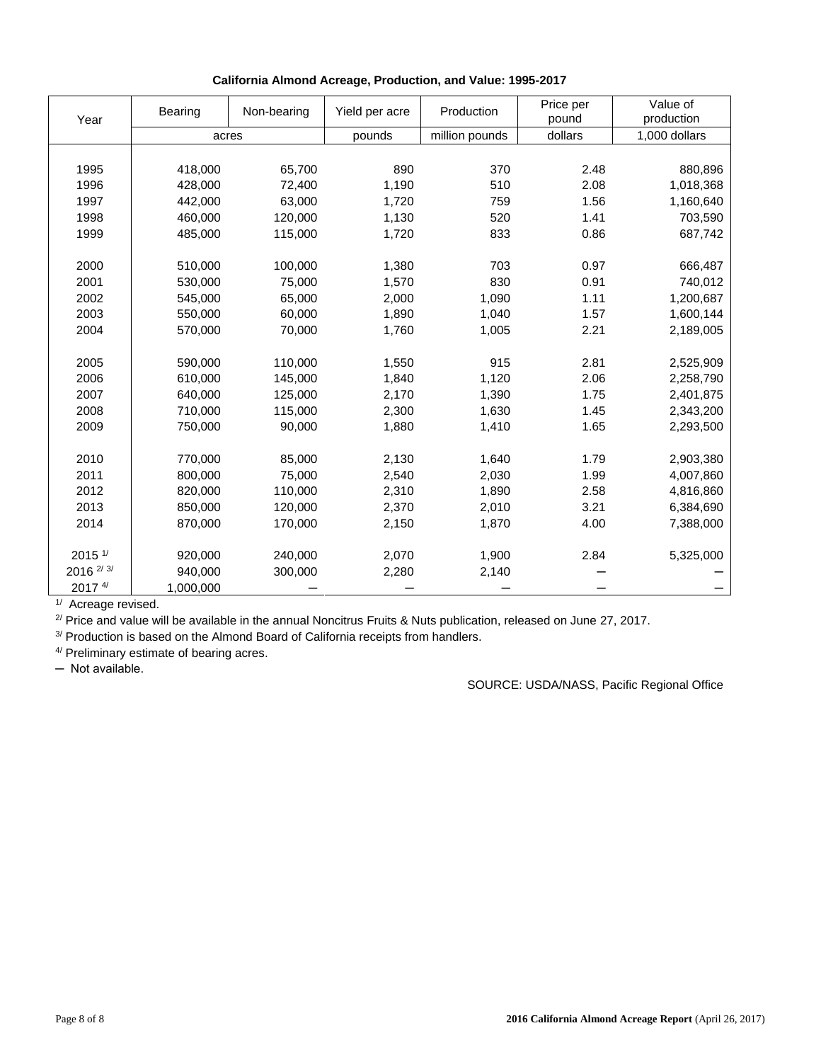**California Almond Acreage, Production, and Value: 1995-2017**

| Year | Bearing | Non-bearing | Yield per acre | Production | Price per pound | Value of production |
|---|---|---|---|---|---|---|
| | acres | | pounds | million pounds | dollars | 1,000 dollars |
| 1995 | 418,000 | 65,700 | 890 | 370 | 2.48 | 880,896 |
| 1996 | 428,000 | 72,400 | 1,190 | 510 | 2.08 | 1,018,368 |
| 1997 | 442,000 | 63,000 | 1,720 | 759 | 1.56 | 1,160,640 |
| 1998 | 460,000 | 120,000 | 1,130 | 520 | 1.41 | 703,590 |
| 1999 | 485,000 | 115,000 | 1,720 | 833 | 0.86 | 687,742 |
| 2000 | 510,000 | 100,000 | 1,380 | 703 | 0.97 | 666,487 |
| 2001 | 530,000 | 75,000 | 1,570 | 830 | 0.91 | 740,012 |
| 2002 | 545,000 | 65,000 | 2,000 | 1,090 | 1.11 | 1,200,687 |
| 2003 | 550,000 | 60,000 | 1,890 | 1,040 | 1.57 | 1,600,144 |
| 2004 | 570,000 | 70,000 | 1,760 | 1,005 | 2.21 | 2,189,005 |
| 2005 | 590,000 | 110,000 | 1,550 | 915 | 2.81 | 2,525,909 |
| 2006 | 610,000 | 145,000 | 1,840 | 1,120 | 2.06 | 2,258,790 |
| 2007 | 640,000 | 125,000 | 2,170 | 1,390 | 1.75 | 2,401,875 |
| 2008 | 710,000 | 115,000 | 2,300 | 1,630 | 1.45 | 2,343,200 |
| 2009 | 750,000 | 90,000 | 1,880 | 1,410 | 1.65 | 2,293,500 |
| 2010 | 770,000 | 85,000 | 2,130 | 1,640 | 1.79 | 2,903,380 |
| 2011 | 800,000 | 75,000 | 2,540 | 2,030 | 1.99 | 4,007,860 |
| 2012 | 820,000 | 110,000 | 2,310 | 1,890 | 2.58 | 4,816,860 |
| 2013 | 850,000 | 120,000 | 2,370 | 2,010 | 3.21 | 6,384,690 |
| 2014 | 870,000 | 170,000 | 2,150 | 1,870 | 4.00 | 7,388,000 |
| 2015 [1/] | 920,000 | 240,000 | 2,070 | 1,900 | 2.84 | 5,325,000 |
| 2016 [2/] [3/] | 940,000 | 300,000 | 2,280 | 2,140 | – | – |
| 2017 [4/] | 1,000,000 | – | – | – | – | – |

[1/] Acreage revised.

[2/] Price and value will be available in the annual Noncitrus Fruits & Nuts publication, released on June 27, 2017.

[3/] Production is based on the Almond Board of California receipts from handlers.

[4/] Preliminary estimate of bearing acres.

– Not available.

SOURCE: USDA/NASS, Pacific Regional Office